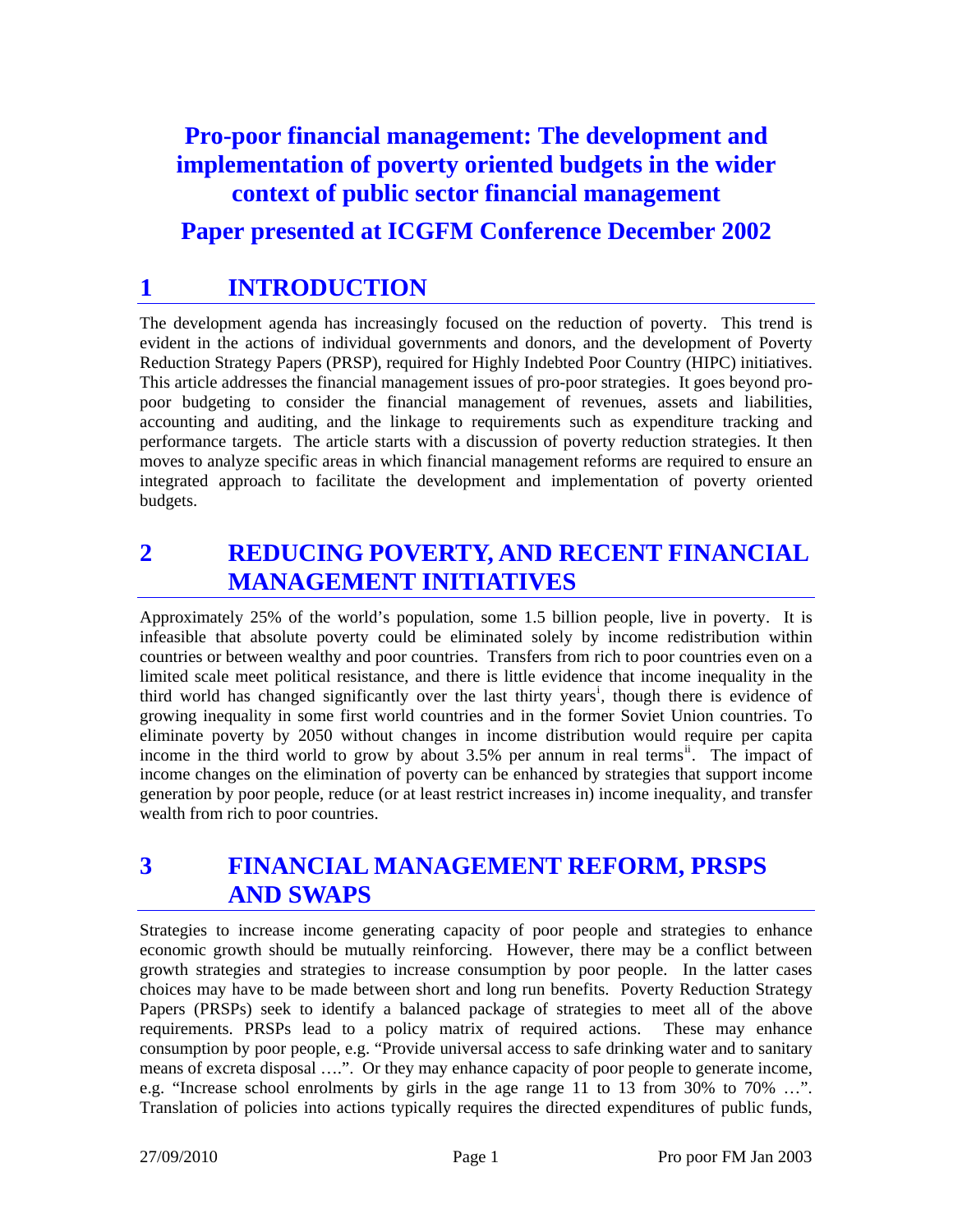# Pro-poor financial management: The development and implementation of poverty oriented budgets in the wider context of public sector financial management

## Paper presented at ICGFM Conference December 2002

## 1 INTRODUCTION

The development agenda has increasingly focused on the reduction of poverty. This trend is evident in the actions of individual governments and donors, and the development of Poverty Reduction Strategy Papers (PRSP), required for Highly Indebted Poor Country (HIPC) initiatives. This article addresses the financial management issues of pro-poor strategies. It goes beyond pro-poor budgeting to consider the financial management of revenues, assets and liabilities, accounting and auditing, and the linkage to requirements such as expenditure tracking and performance targets. The article starts with a discussion of poverty reduction strategies. It then moves to analyze specific areas in which financial management reforms are required to ensure an integrated approach to facilitate the development and implementation of poverty oriented budgets.

## 2 REDUCING POVERTY, AND RECENT FINANCIAL MANAGEMENT INITIATIVES

Approximately 25% of the world's population, some 1.5 billion people, live in poverty. It is infeasible that absolute poverty could be eliminated solely by income redistribution within countries or between wealthy and poor countries. Transfers from rich to poor countries even on a limited scale meet political resistance, and there is little evidence that income inequality in the third world has changed significantly over the last thirty years[i], though there is evidence of growing inequality in some first world countries and in the former Soviet Union countries. To eliminate poverty by 2050 without changes in income distribution would require per capita income in the third world to grow by about 3.5% per annum in real terms[ii]. The impact of income changes on the elimination of poverty can be enhanced by strategies that support income generation by poor people, reduce (or at least restrict increases in) income inequality, and transfer wealth from rich to poor countries.

## 3 FINANCIAL MANAGEMENT REFORM, PRSPS AND SWAPS

Strategies to increase income generating capacity of poor people and strategies to enhance economic growth should be mutually reinforcing. However, there may be a conflict between growth strategies and strategies to increase consumption by poor people. In the latter cases choices may have to be made between short and long run benefits. Poverty Reduction Strategy Papers (PRSPs) seek to identify a balanced package of strategies to meet all of the above requirements. PRSPs lead to a policy matrix of required actions. These may enhance consumption by poor people, e.g. "Provide universal access to safe drinking water and to sanitary means of excreta disposal ….". Or they may enhance capacity of poor people to generate income, e.g. "Increase school enrolments by girls in the age range 11 to 13 from 30% to 70% …". Translation of policies into actions typically requires the directed expenditures of public funds,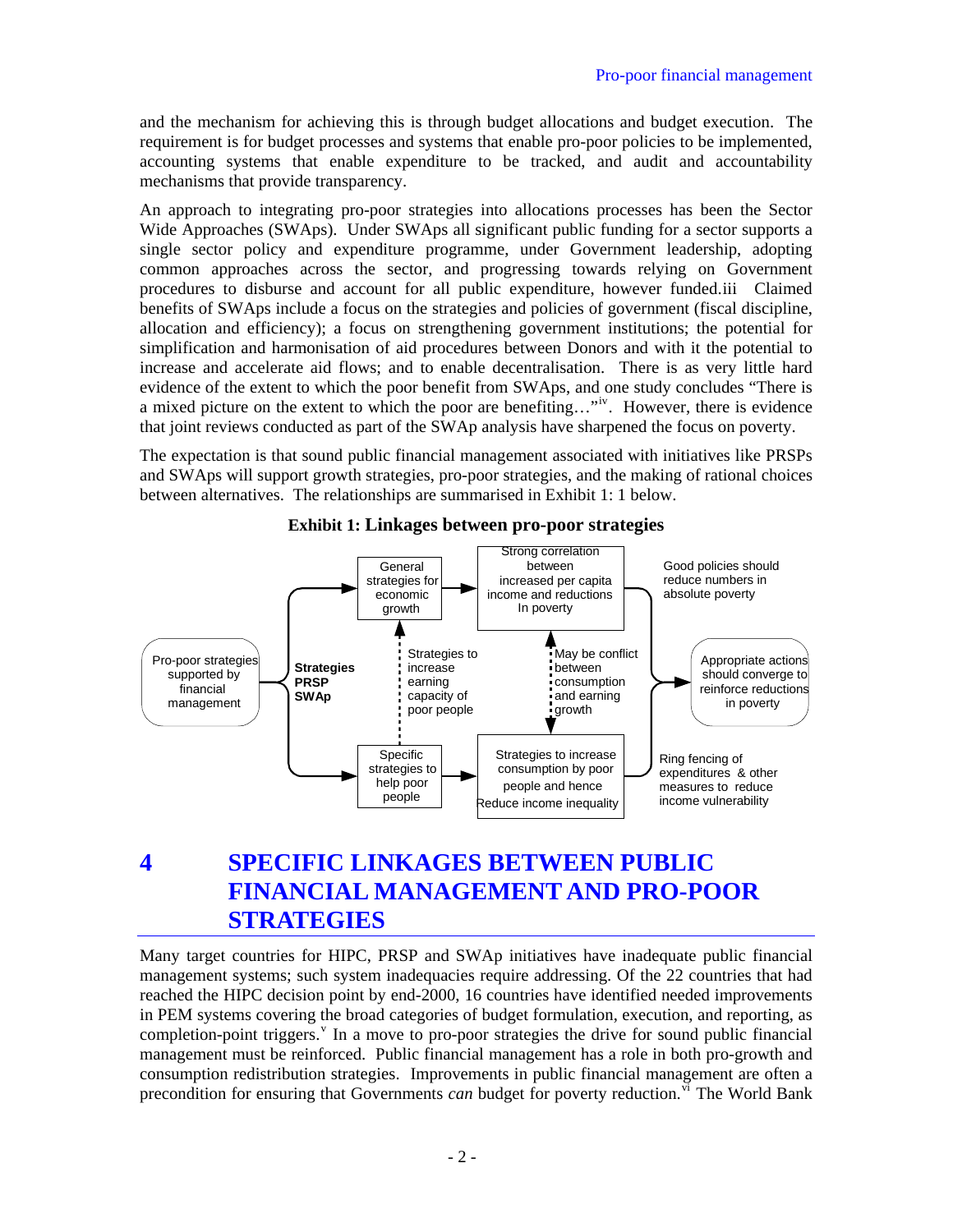and the mechanism for achieving this is through budget allocations and budget execution. The requirement is for budget processes and systems that enable pro-poor policies to be implemented, accounting systems that enable expenditure to be tracked, and audit and accountability mechanisms that provide transparency.

An approach to integrating pro-poor strategies into allocations processes has been the Sector Wide Approaches (SWAps). Under SWAps all significant public funding for a sector supports a single sector policy and expenditure programme, under Government leadership, adopting common approaches across the sector, and progressing towards relying on Government procedures to disburse and account for all public expenditure, however funded.iii Claimed benefits of SWAps include a focus on the strategies and policies of government (fiscal discipline, allocation and efficiency); a focus on strengthening government institutions; the potential for simplification and harmonisation of aid procedures between Donors and with it the potential to increase and accelerate aid flows; and to enable decentralisation. There is as very little hard evidence of the extent to which the poor benefit from SWAps, and one study concludes "There is a mixed picture on the extent to which the poor are benefiting…"[iv]. However, there is evidence that joint reviews conducted as part of the SWAp analysis have sharpened the focus on poverty.

The expectation is that sound public financial management associated with initiatives like PRSPs and SWAps will support growth strategies, pro-poor strategies, and the making of rational choices between alternatives. The relationships are summarised in Exhibit 1: 1 below.

**Exhibit 1: Linkages between pro-poor strategies**

Pro-poor strategies supported by financial management → **Strategies PRSP SWAp**

- General strategies for economic growth → Strong correlation between increased per capita income and reductions In poverty → Good policies should reduce numbers in absolute poverty
- Specific strategies to help poor people → Strategies to increase consumption by poor people and hence Reduce income inequality → Ring fencing of expenditures & other measures to reduce income vulnerability
- Strategies to increase earning capacity of poor people (linking specific strategies to general strategies for economic growth)
- May be conflict between consumption and earning growth

→ Appropriate actions should converge to reinforce reductions in poverty

# 4 SPECIFIC LINKAGES BETWEEN PUBLIC FINANCIAL MANAGEMENT AND PRO-POOR STRATEGIES

Many target countries for HIPC, PRSP and SWAp initiatives have inadequate public financial management systems; such system inadequacies require addressing. Of the 22 countries that had reached the HIPC decision point by end-2000, 16 countries have identified needed improvements in PEM systems covering the broad categories of budget formulation, execution, and reporting, as completion-point triggers.[v] In a move to pro-poor strategies the drive for sound public financial management must be reinforced. Public financial management has a role in both pro-growth and consumption redistribution strategies. Improvements in public financial management are often a precondition for ensuring that Governments *can* budget for poverty reduction.[vi] The World Bank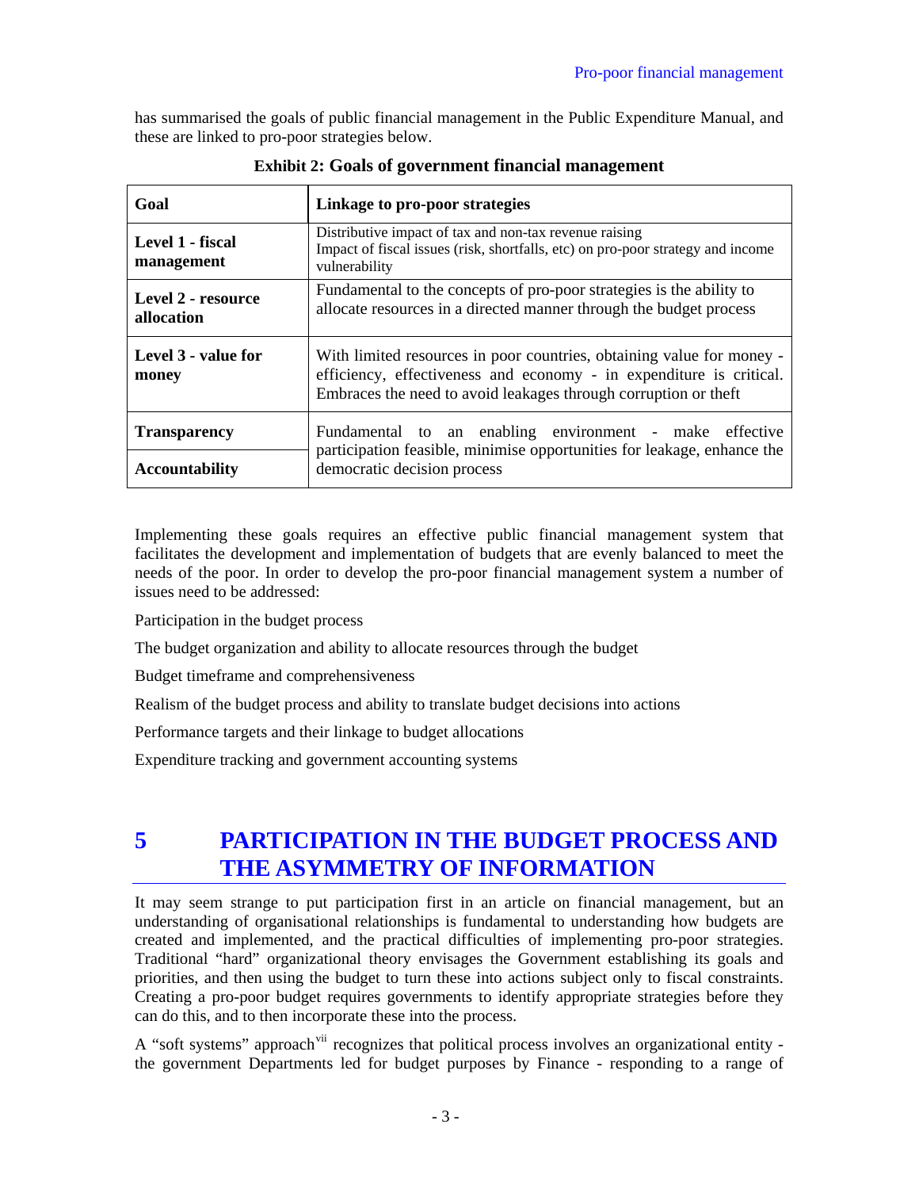has summarised the goals of public financial management in the Public Expenditure Manual, and these are linked to pro-poor strategies below.

**Exhibit 2: Goals of government financial management**

| Goal | Linkage to pro-poor strategies |
| --- | --- |
| **Level 1 - fiscal management** | Distributive impact of tax and non-tax revenue raising<br>Impact of fiscal issues (risk, shortfalls, etc) on pro-poor strategy and income vulnerability |
| **Level 2 - resource allocation** | Fundamental to the concepts of pro-poor strategies is the ability to allocate resources in a directed manner through the budget process |
| **Level 3 - value for money** | With limited resources in poor countries, obtaining value for money - efficiency, effectiveness and economy - in expenditure is critical. Embraces the need to avoid leakages through corruption or theft |
| **Transparency** | Fundamental to an enabling environment - make effective participation feasible, minimise opportunities for leakage, enhance the democratic decision process |
| **Accountability** | |

Implementing these goals requires an effective public financial management system that facilitates the development and implementation of budgets that are evenly balanced to meet the needs of the poor. In order to develop the pro-poor financial management system a number of issues need to be addressed:

Participation in the budget process

The budget organization and ability to allocate resources through the budget

Budget timeframe and comprehensiveness

Realism of the budget process and ability to translate budget decisions into actions

Performance targets and their linkage to budget allocations

Expenditure tracking and government accounting systems

# 5 PARTICIPATION IN THE BUDGET PROCESS AND THE ASYMMETRY OF INFORMATION

It may seem strange to put participation first in an article on financial management, but an understanding of organisational relationships is fundamental to understanding how budgets are created and implemented, and the practical difficulties of implementing pro-poor strategies. Traditional "hard" organizational theory envisages the Government establishing its goals and priorities, and then using the budget to turn these into actions subject only to fiscal constraints. Creating a pro-poor budget requires governments to identify appropriate strategies before they can do this, and to then incorporate these into the process.

A "soft systems" approach[vii] recognizes that political process involves an organizational entity - the government Departments led for budget purposes by Finance - responding to a range of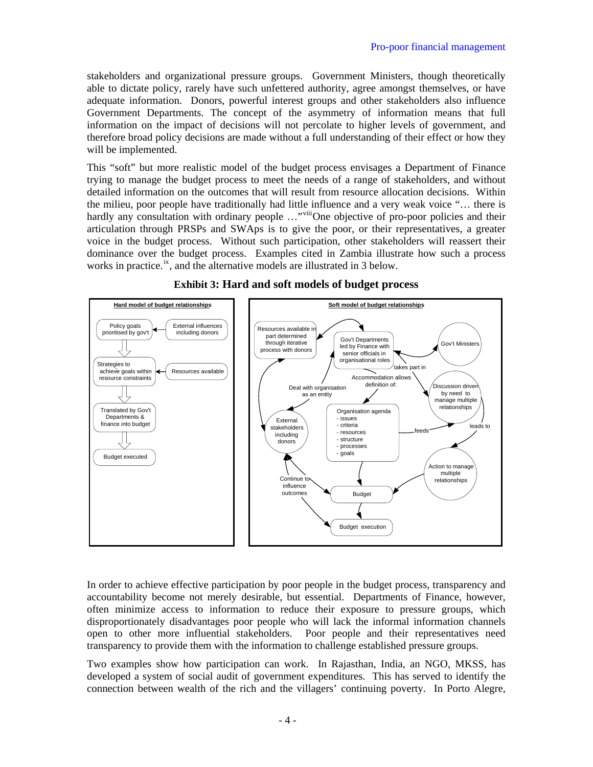stakeholders and organizational pressure groups. Government Ministers, though theoretically able to dictate policy, rarely have such unfettered authority, agree amongst themselves, or have adequate information. Donors, powerful interest groups and other stakeholders also influence Government Departments. The concept of the asymmetry of information means that full information on the impact of decisions will not percolate to higher levels of government, and therefore broad policy decisions are made without a full understanding of their effect or how they will be implemented.

This "soft" but more realistic model of the budget process envisages a Department of Finance trying to manage the budget process to meet the needs of a range of stakeholders, and without detailed information on the outcomes that will result from resource allocation decisions. Within the milieu, poor people have traditionally had little influence and a very weak voice "… there is hardly any consultation with ordinary people …"[viii] One objective of pro-poor policies and their articulation through PRSPs and SWAps is to give the poor, or their representatives, a greater voice in the budget process. Without such participation, other stakeholders will reassert their dominance over the budget process. Examples cited in Zambia illustrate how such a process works in practice.[ix], and the alternative models are illustrated in 3 below.

**Exhibit 3: Hard and soft models of budget process**

**Hard model of budget relationships**

- Policy goals prioritised by gov't ← External influences including donors
- Strategies to achieve goals within resource constraints ← Resources available
- Translated by Gov't Departments & finance into budget
- Budget executed

**Soft model of budget relationships**

- Resources available in part determined through iterative process with donors
- Gov't Departments led by Finance with senior officials in organisational roles
- Gov't Ministers
- takes part in → Discussion driven by need to manage multiple relationships
- leads to → Action to manage multiple relationships → Budget
- Deal with organisation as an entity → External stakeholders including donors
- Accommodation allows definition of: Organisation agenda - issues - criteria - resources - structure - processes - goals
- Organisation agenda feeds → Discussion driven by need to manage multiple relationships
- Organisation agenda → Budget
- External stakeholders including donors: Continue to influence outcomes → Budget; Budget execution
- Budget → Budget execution

In order to achieve effective participation by poor people in the budget process, transparency and accountability become not merely desirable, but essential. Departments of Finance, however, often minimize access to information to reduce their exposure to pressure groups, which disproportionately disadvantages poor people who will lack the informal information channels open to other more influential stakeholders. Poor people and their representatives need transparency to provide them with the information to challenge established pressure groups.

Two examples show how participation can work. In Rajasthan, India, an NGO, MKSS, has developed a system of social audit of government expenditures. This has served to identify the connection between wealth of the rich and the villagers' continuing poverty. In Porto Alegre,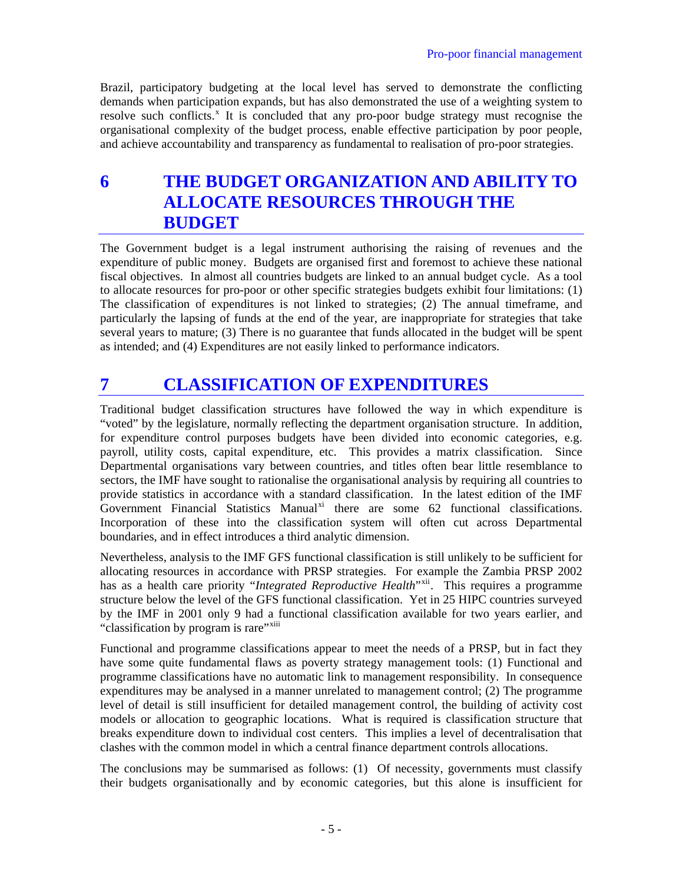Brazil, participatory budgeting at the local level has served to demonstrate the conflicting demands when participation expands, but has also demonstrated the use of a weighting system to resolve such conflicts.[x] It is concluded that any pro-poor budge strategy must recognise the organisational complexity of the budget process, enable effective participation by poor people, and achieve accountability and transparency as fundamental to realisation of pro-poor strategies.

# 6 THE BUDGET ORGANIZATION AND ABILITY TO ALLOCATE RESOURCES THROUGH THE BUDGET

The Government budget is a legal instrument authorising the raising of revenues and the expenditure of public money. Budgets are organised first and foremost to achieve these national fiscal objectives. In almost all countries budgets are linked to an annual budget cycle. As a tool to allocate resources for pro-poor or other specific strategies budgets exhibit four limitations: (1) The classification of expenditures is not linked to strategies; (2) The annual timeframe, and particularly the lapsing of funds at the end of the year, are inappropriate for strategies that take several years to mature; (3) There is no guarantee that funds allocated in the budget will be spent as intended; and (4) Expenditures are not easily linked to performance indicators.

# 7 CLASSIFICATION OF EXPENDITURES

Traditional budget classification structures have followed the way in which expenditure is "voted" by the legislature, normally reflecting the department organisation structure. In addition, for expenditure control purposes budgets have been divided into economic categories, e.g. payroll, utility costs, capital expenditure, etc. This provides a matrix classification. Since Departmental organisations vary between countries, and titles often bear little resemblance to sectors, the IMF have sought to rationalise the organisational analysis by requiring all countries to provide statistics in accordance with a standard classification. In the latest edition of the IMF Government Financial Statistics Manual[xi] there are some 62 functional classifications. Incorporation of these into the classification system will often cut across Departmental boundaries, and in effect introduces a third analytic dimension.

Nevertheless, analysis to the IMF GFS functional classification is still unlikely to be sufficient for allocating resources in accordance with PRSP strategies. For example the Zambia PRSP 2002 has as a health care priority "*Integrated Reproductive Health*"[xii]. This requires a programme structure below the level of the GFS functional classification. Yet in 25 HIPC countries surveyed by the IMF in 2001 only 9 had a functional classification available for two years earlier, and "classification by program is rare"[xiii]

Functional and programme classifications appear to meet the needs of a PRSP, but in fact they have some quite fundamental flaws as poverty strategy management tools: (1) Functional and programme classifications have no automatic link to management responsibility. In consequence expenditures may be analysed in a manner unrelated to management control; (2) The programme level of detail is still insufficient for detailed management control, the building of activity cost models or allocation to geographic locations. What is required is classification structure that breaks expenditure down to individual cost centers. This implies a level of decentralisation that clashes with the common model in which a central finance department controls allocations.

The conclusions may be summarised as follows: (1) Of necessity, governments must classify their budgets organisationally and by economic categories, but this alone is insufficient for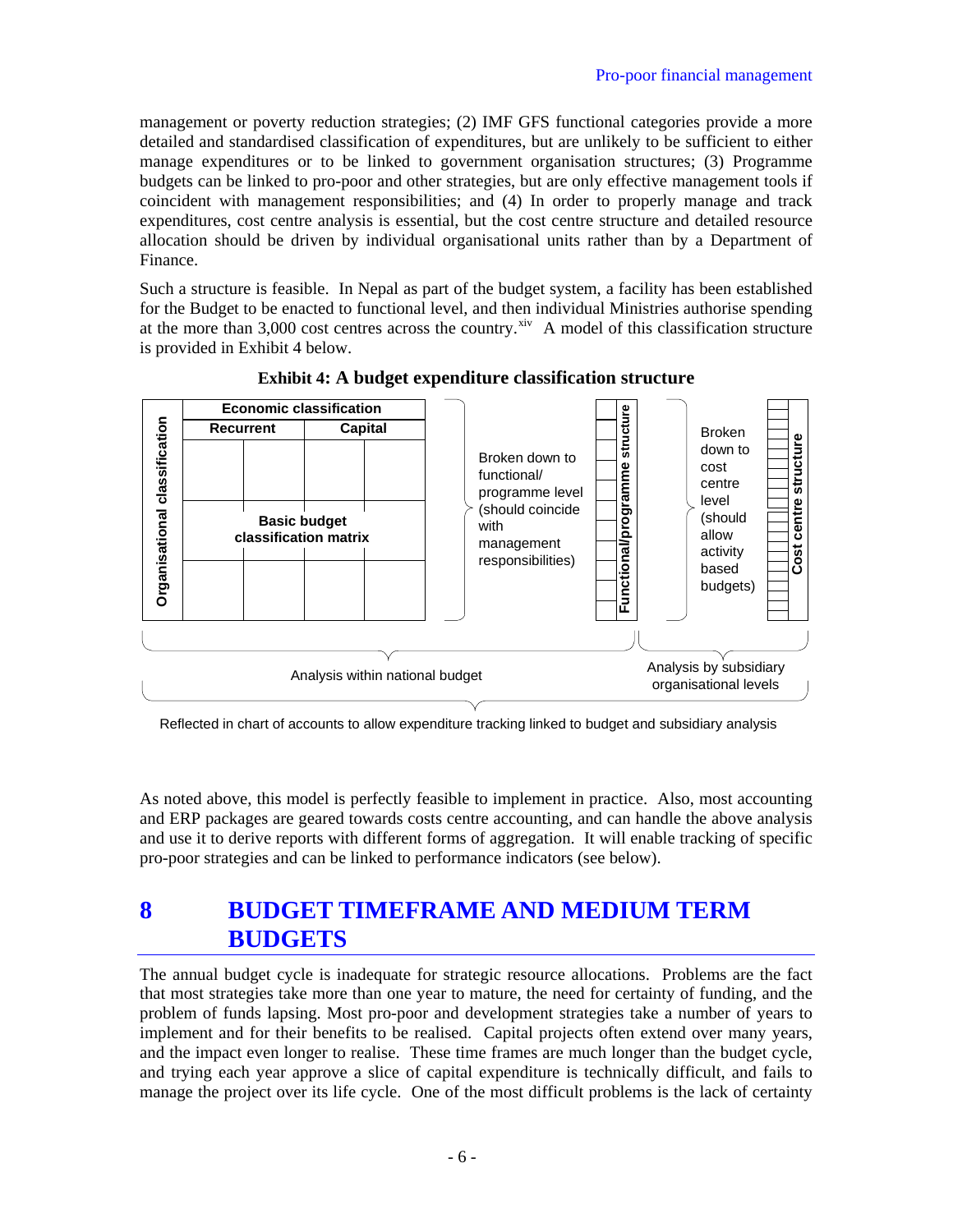management or poverty reduction strategies; (2) IMF GFS functional categories provide a more detailed and standardised classification of expenditures, but are unlikely to be sufficient to either manage expenditures or to be linked to government organisation structures; (3) Programme budgets can be linked to pro-poor and other strategies, but are only effective management tools if coincident with management responsibilities; and (4) In order to properly manage and track expenditures, cost centre analysis is essential, but the cost centre structure and detailed resource allocation should be driven by individual organisational units rather than by a Department of Finance.

Such a structure is feasible. In Nepal as part of the budget system, a facility has been established for the Budget to be enacted to functional level, and then individual Ministries authorise spending at the more than 3,000 cost centres across the country.[xiv] A model of this classification structure is provided in Exhibit 4 below.

**Exhibit 4: A budget expenditure classification structure**

| Organisational classification | Economic classification | | | |
|---|---|---|---|---|
| | Recurrent | | Capital | |
| | Basic budget classification matrix | | | |

Broken down to functional/ programme level (should coincide with management responsibilities) → Functional/programme structure

Broken down to cost centre level (should allow activity based budgets) → Cost centre structure

Analysis within national budget | Analysis by subsidiary organisational levels

Reflected in chart of accounts to allow expenditure tracking linked to budget and subsidiary analysis

As noted above, this model is perfectly feasible to implement in practice. Also, most accounting and ERP packages are geared towards costs centre accounting, and can handle the above analysis and use it to derive reports with different forms of aggregation. It will enable tracking of specific pro-poor strategies and can be linked to performance indicators (see below).

# 8 BUDGET TIMEFRAME AND MEDIUM TERM BUDGETS

The annual budget cycle is inadequate for strategic resource allocations. Problems are the fact that most strategies take more than one year to mature, the need for certainty of funding, and the problem of funds lapsing. Most pro-poor and development strategies take a number of years to implement and for their benefits to be realised. Capital projects often extend over many years, and the impact even longer to realise. These time frames are much longer than the budget cycle, and trying each year approve a slice of capital expenditure is technically difficult, and fails to manage the project over its life cycle. One of the most difficult problems is the lack of certainty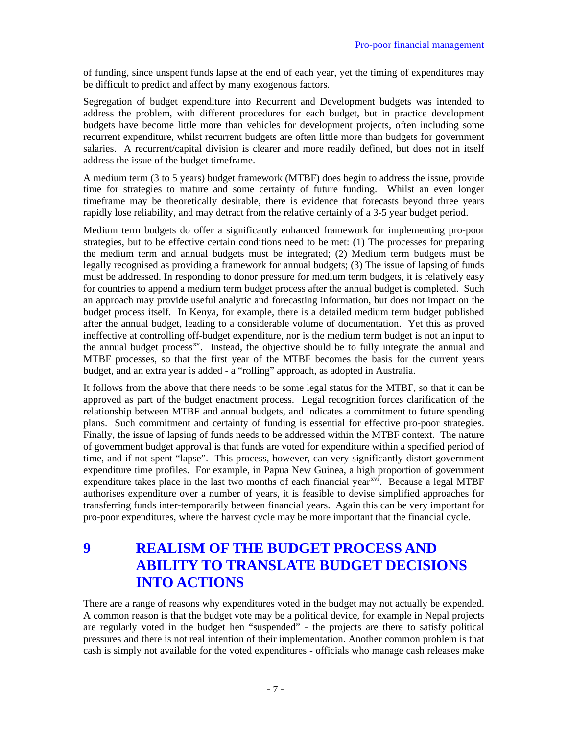of funding, since unspent funds lapse at the end of each year, yet the timing of expenditures may be difficult to predict and affect by many exogenous factors.

Segregation of budget expenditure into Recurrent and Development budgets was intended to address the problem, with different procedures for each budget, but in practice development budgets have become little more than vehicles for development projects, often including some recurrent expenditure, whilst recurrent budgets are often little more than budgets for government salaries. A recurrent/capital division is clearer and more readily defined, but does not in itself address the issue of the budget timeframe.

A medium term (3 to 5 years) budget framework (MTBF) does begin to address the issue, provide time for strategies to mature and some certainty of future funding. Whilst an even longer timeframe may be theoretically desirable, there is evidence that forecasts beyond three years rapidly lose reliability, and may detract from the relative certainly of a 3-5 year budget period.

Medium term budgets do offer a significantly enhanced framework for implementing pro-poor strategies, but to be effective certain conditions need to be met: (1) The processes for preparing the medium term and annual budgets must be integrated; (2) Medium term budgets must be legally recognised as providing a framework for annual budgets; (3) The issue of lapsing of funds must be addressed. In responding to donor pressure for medium term budgets, it is relatively easy for countries to append a medium term budget process after the annual budget is completed. Such an approach may provide useful analytic and forecasting information, but does not impact on the budget process itself. In Kenya, for example, there is a detailed medium term budget published after the annual budget, leading to a considerable volume of documentation. Yet this as proved ineffective at controlling off-budget expenditure, nor is the medium term budget is not an input to the annual budget process[xv]. Instead, the objective should be to fully integrate the annual and MTBF processes, so that the first year of the MTBF becomes the basis for the current years budget, and an extra year is added - a "rolling" approach, as adopted in Australia.

It follows from the above that there needs to be some legal status for the MTBF, so that it can be approved as part of the budget enactment process. Legal recognition forces clarification of the relationship between MTBF and annual budgets, and indicates a commitment to future spending plans. Such commitment and certainty of funding is essential for effective pro-poor strategies. Finally, the issue of lapsing of funds needs to be addressed within the MTBF context. The nature of government budget approval is that funds are voted for expenditure within a specified period of time, and if not spent "lapse". This process, however, can very significantly distort government expenditure time profiles. For example, in Papua New Guinea, a high proportion of government expenditure takes place in the last two months of each financial year[xvi]. Because a legal MTBF authorises expenditure over a number of years, it is feasible to devise simplified approaches for transferring funds inter-temporarily between financial years. Again this can be very important for pro-poor expenditures, where the harvest cycle may be more important that the financial cycle.

# 9 REALISM OF THE BUDGET PROCESS AND ABILITY TO TRANSLATE BUDGET DECISIONS INTO ACTIONS

There are a range of reasons why expenditures voted in the budget may not actually be expended. A common reason is that the budget vote may be a political device, for example in Nepal projects are regularly voted in the budget hen "suspended" - the projects are there to satisfy political pressures and there is not real intention of their implementation. Another common problem is that cash is simply not available for the voted expenditures - officials who manage cash releases make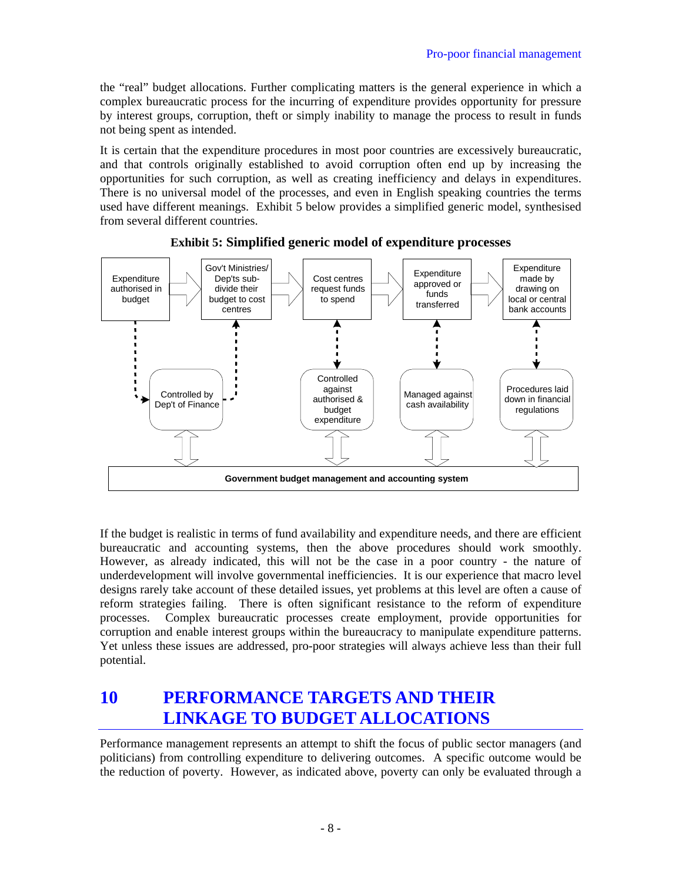the "real" budget allocations. Further complicating matters is the general experience in which a complex bureaucratic process for the incurring of expenditure provides opportunity for pressure by interest groups, corruption, theft or simply inability to manage the process to result in funds not being spent as intended.

It is certain that the expenditure procedures in most poor countries are excessively bureaucratic, and that controls originally established to avoid corruption often end up by increasing the opportunities for such corruption, as well as creating inefficiency and delays in expenditures. There is no universal model of the processes, and even in English speaking countries the terms used have different meanings. Exhibit 5 below provides a simplified generic model, synthesised from several different countries.

**Exhibit 5: Simplified generic model of expenditure processes**

Expenditure authorised in budget → Gov't Ministries/ Dep'ts sub-divide their budget to cost centres → Cost centres request funds to spend → Expenditure approved or funds transferred → Expenditure made by drawing on local or central bank accounts

Controlled by Dep't of Finance | Controlled against authorised & budget expenditure | Managed against cash availability | Procedures laid down in financial regulations

Government budget management and accounting system

If the budget is realistic in terms of fund availability and expenditure needs, and there are efficient bureaucratic and accounting systems, then the above procedures should work smoothly. However, as already indicated, this will not be the case in a poor country - the nature of underdevelopment will involve governmental inefficiencies. It is our experience that macro level designs rarely take account of these detailed issues, yet problems at this level are often a cause of reform strategies failing. There is often significant resistance to the reform of expenditure processes. Complex bureaucratic processes create employment, provide opportunities for corruption and enable interest groups within the bureaucracy to manipulate expenditure patterns. Yet unless these issues are addressed, pro-poor strategies will always achieve less than their full potential.

# 10 PERFORMANCE TARGETS AND THEIR LINKAGE TO BUDGET ALLOCATIONS

Performance management represents an attempt to shift the focus of public sector managers (and politicians) from controlling expenditure to delivering outcomes. A specific outcome would be the reduction of poverty. However, as indicated above, poverty can only be evaluated through a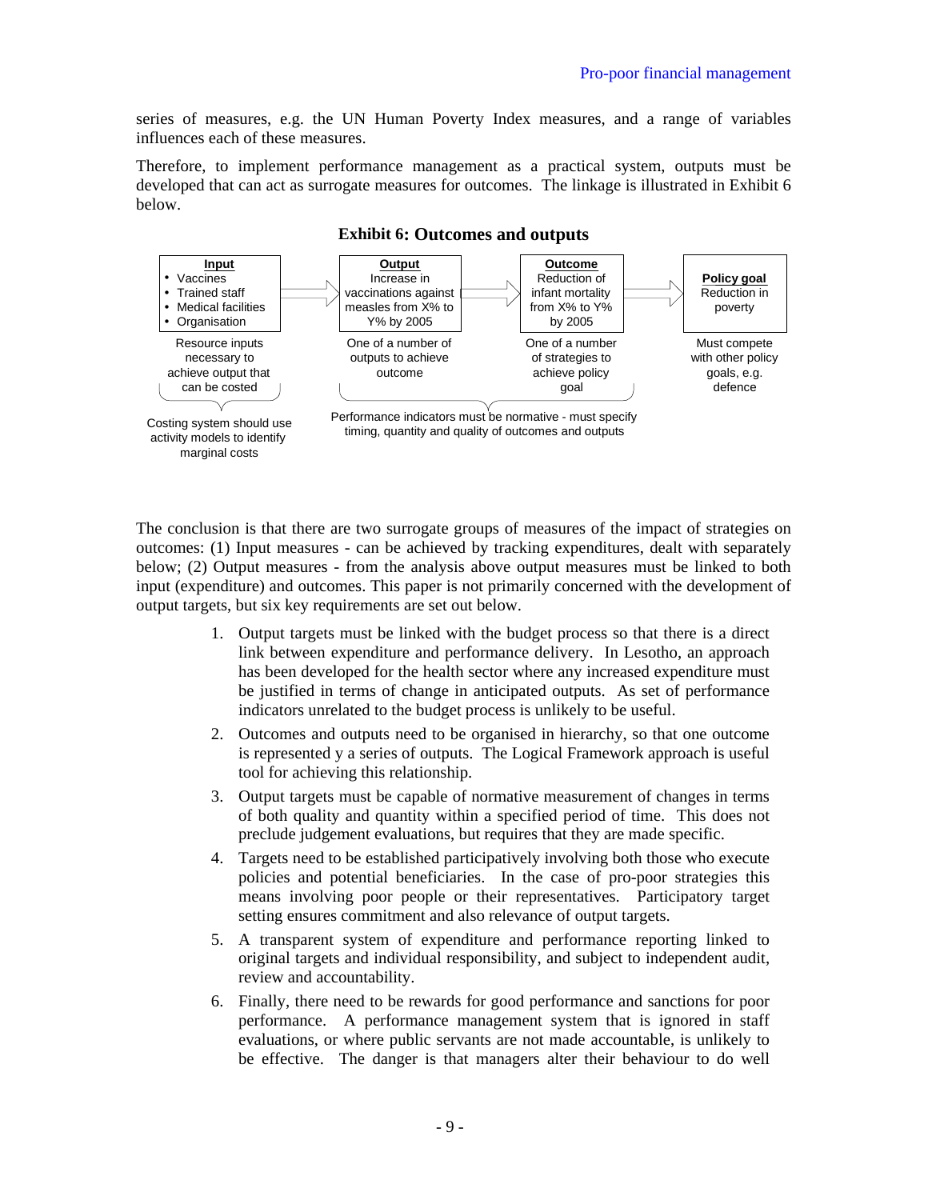series of measures, e.g. the UN Human Poverty Index measures, and a range of variables influences each of these measures.

Therefore, to implement performance management as a practical system, outputs must be developed that can act as surrogate measures for outcomes. The linkage is illustrated in Exhibit 6 below.

**Exhibit 6: Outcomes and outputs**

| **Input** | **Output** | **Outcome** | **Policy goal** |
|---|---|---|---|
| • Vaccines<br>• Trained staff<br>• Medical facilities<br>• Organisation | Increase in vaccinations against measles from X% to Y% by 2005 | Reduction of infant mortality from X% to Y% by 2005 | Reduction in poverty |
| Resource inputs necessary to achieve output that can be costed | One of a number of outputs to achieve outcome | One of a number of strategies to achieve policy goal | Must compete with other policy goals, e.g. defence |
| Costing system should use activity models to identify marginal costs | Performance indicators must be normative - must specify timing, quantity and quality of outcomes and outputs | | |

The conclusion is that there are two surrogate groups of measures of the impact of strategies on outcomes: (1) Input measures - can be achieved by tracking expenditures, dealt with separately below; (2) Output measures - from the analysis above output measures must be linked to both input (expenditure) and outcomes. This paper is not primarily concerned with the development of output targets, but six key requirements are set out below.

1. Output targets must be linked with the budget process so that there is a direct link between expenditure and performance delivery. In Lesotho, an approach has been developed for the health sector where any increased expenditure must be justified in terms of change in anticipated outputs. As set of performance indicators unrelated to the budget process is unlikely to be useful.
2. Outcomes and outputs need to be organised in hierarchy, so that one outcome is represented y a series of outputs. The Logical Framework approach is useful tool for achieving this relationship.
3. Output targets must be capable of normative measurement of changes in terms of both quality and quantity within a specified period of time. This does not preclude judgement evaluations, but requires that they are made specific.
4. Targets need to be established participatively involving both those who execute policies and potential beneficiaries. In the case of pro-poor strategies this means involving poor people or their representatives. Participatory target setting ensures commitment and also relevance of output targets.
5. A transparent system of expenditure and performance reporting linked to original targets and individual responsibility, and subject to independent audit, review and accountability.
6. Finally, there need to be rewards for good performance and sanctions for poor performance. A performance management system that is ignored in staff evaluations, or where public servants are not made accountable, is unlikely to be effective. The danger is that managers alter their behaviour to do well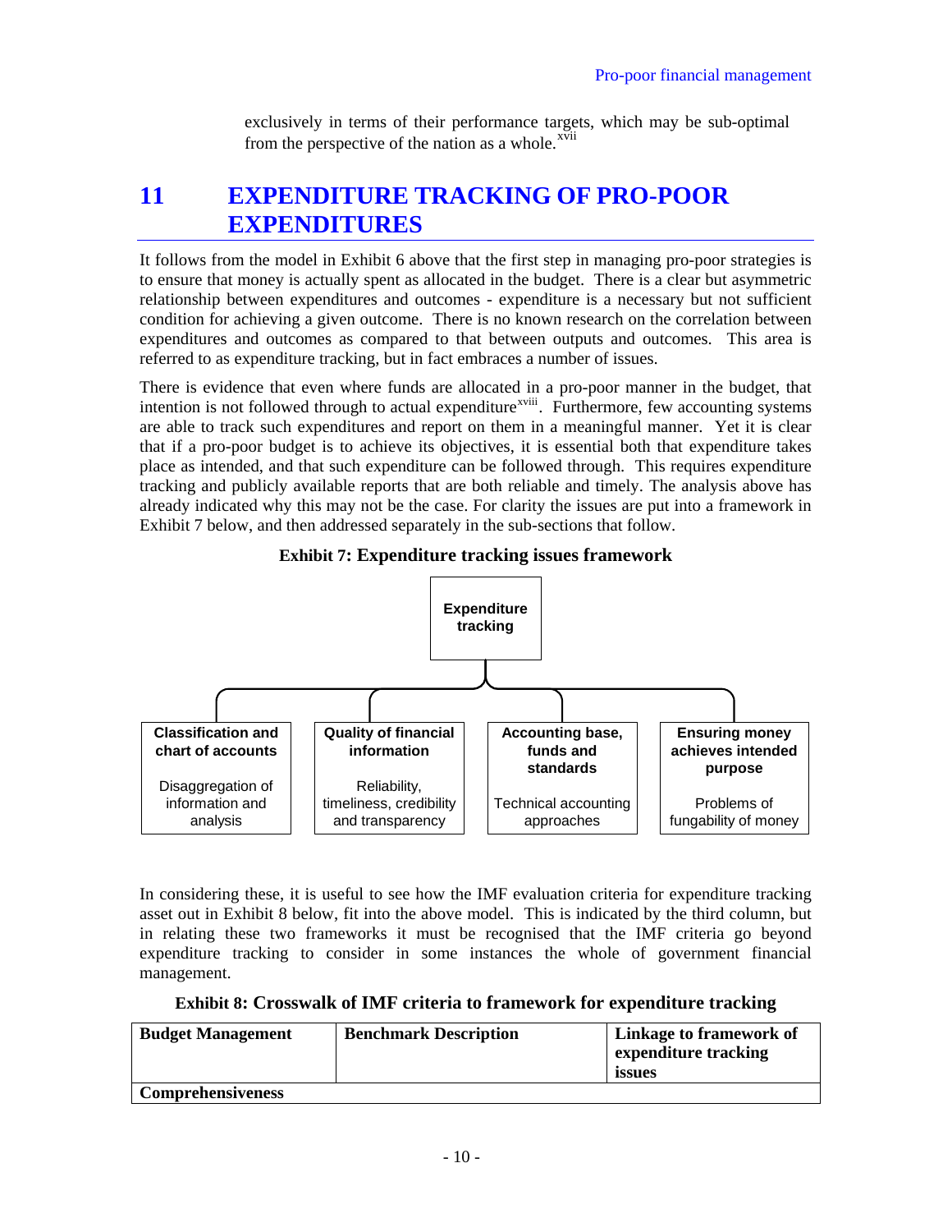exclusively in terms of their performance targets, which may be sub-optimal from the perspective of the nation as a whole.[xvii]

# 11 EXPENDITURE TRACKING OF PRO-POOR EXPENDITURES

It follows from the model in Exhibit 6 above that the first step in managing pro-poor strategies is to ensure that money is actually spent as allocated in the budget. There is a clear but asymmetric relationship between expenditures and outcomes - expenditure is a necessary but not sufficient condition for achieving a given outcome. There is no known research on the correlation between expenditures and outcomes as compared to that between outputs and outcomes. This area is referred to as expenditure tracking, but in fact embraces a number of issues.

There is evidence that even where funds are allocated in a pro-poor manner in the budget, that intention is not followed through to actual expenditure[xviii]. Furthermore, few accounting systems are able to track such expenditures and report on them in a meaningful manner. Yet it is clear that if a pro-poor budget is to achieve its objectives, it is essential both that expenditure takes place as intended, and that such expenditure can be followed through. This requires expenditure tracking and publicly available reports that are both reliable and timely. The analysis above has already indicated why this may not be the case. For clarity the issues are put into a framework in Exhibit 7 below, and then addressed separately in the sub-sections that follow.

**Exhibit 7: Expenditure tracking issues framework**

**Expenditure tracking**

| **Classification and chart of accounts** | **Quality of financial information** | **Accounting base, funds and standards** | **Ensuring money achieves intended purpose** |
|---|---|---|---|
| Disaggregation of information and analysis | Reliability, timeliness, credibility and transparency | Technical accounting approaches | Problems of fungability of money |

In considering these, it is useful to see how the IMF evaluation criteria for expenditure tracking asset out in Exhibit 8 below, fit into the above model. This is indicated by the third column, but in relating these two frameworks it must be recognised that the IMF criteria go beyond expenditure tracking to consider in some instances the whole of government financial management.

**Exhibit 8: Crosswalk of IMF criteria to framework for expenditure tracking**

| Budget Management | Benchmark Description | Linkage to framework of expenditure tracking issues |
|---|---|---|
| **Comprehensiveness** | | |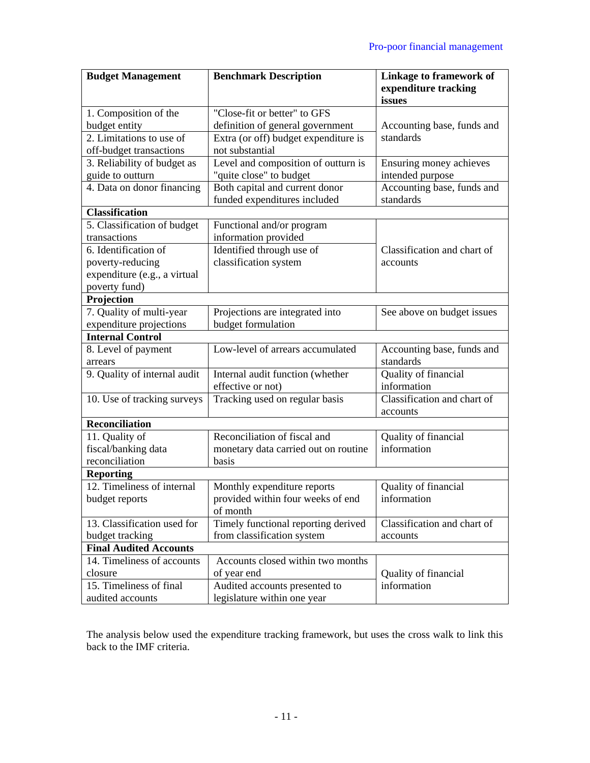| Budget Management | Benchmark Description | Linkage to framework of expenditure tracking issues |
|---|---|---|
| 1. Composition of the budget entity | "Close-fit or better" to GFS definition of general government | Accounting base, funds and standards |
| 2. Limitations to use of off-budget transactions | Extra (or off) budget expenditure is not substantial | |
| 3. Reliability of budget as guide to outturn | Level and composition of outturn is "quite close" to budget | Ensuring money achieves intended purpose |
| 4. Data on donor financing | Both capital and current donor funded expenditures included | Accounting base, funds and standards |
| **Classification** | | |
| 5. Classification of budget transactions | Functional and/or program information provided | Classification and chart of accounts |
| 6. Identification of poverty-reducing expenditure (e.g., a virtual poverty fund) | Identified through use of classification system | |
| **Projection** | | |
| 7. Quality of multi-year expenditure projections | Projections are integrated into budget formulation | See above on budget issues |
| **Internal Control** | | |
| 8. Level of payment arrears | Low-level of arrears accumulated | Accounting base, funds and standards |
| 9. Quality of internal audit | Internal audit function (whether effective or not) | Quality of financial information |
| 10. Use of tracking surveys | Tracking used on regular basis | Classification and chart of accounts |
| **Reconciliation** | | |
| 11. Quality of fiscal/banking data reconciliation | Reconciliation of fiscal and monetary data carried out on routine basis | Quality of financial information |
| **Reporting** | | |
| 12. Timeliness of internal budget reports | Monthly expenditure reports provided within four weeks of end of month | Quality of financial information |
| 13. Classification used for budget tracking | Timely functional reporting derived from classification system | Classification and chart of accounts |
| **Final Audited Accounts** | | |
| 14. Timeliness of accounts closure | Accounts closed within two months of year end | Quality of financial information |
| 15. Timeliness of final audited accounts | Audited accounts presented to legislature within one year | |

The analysis below used the expenditure tracking framework, but uses the cross walk to link this back to the IMF criteria.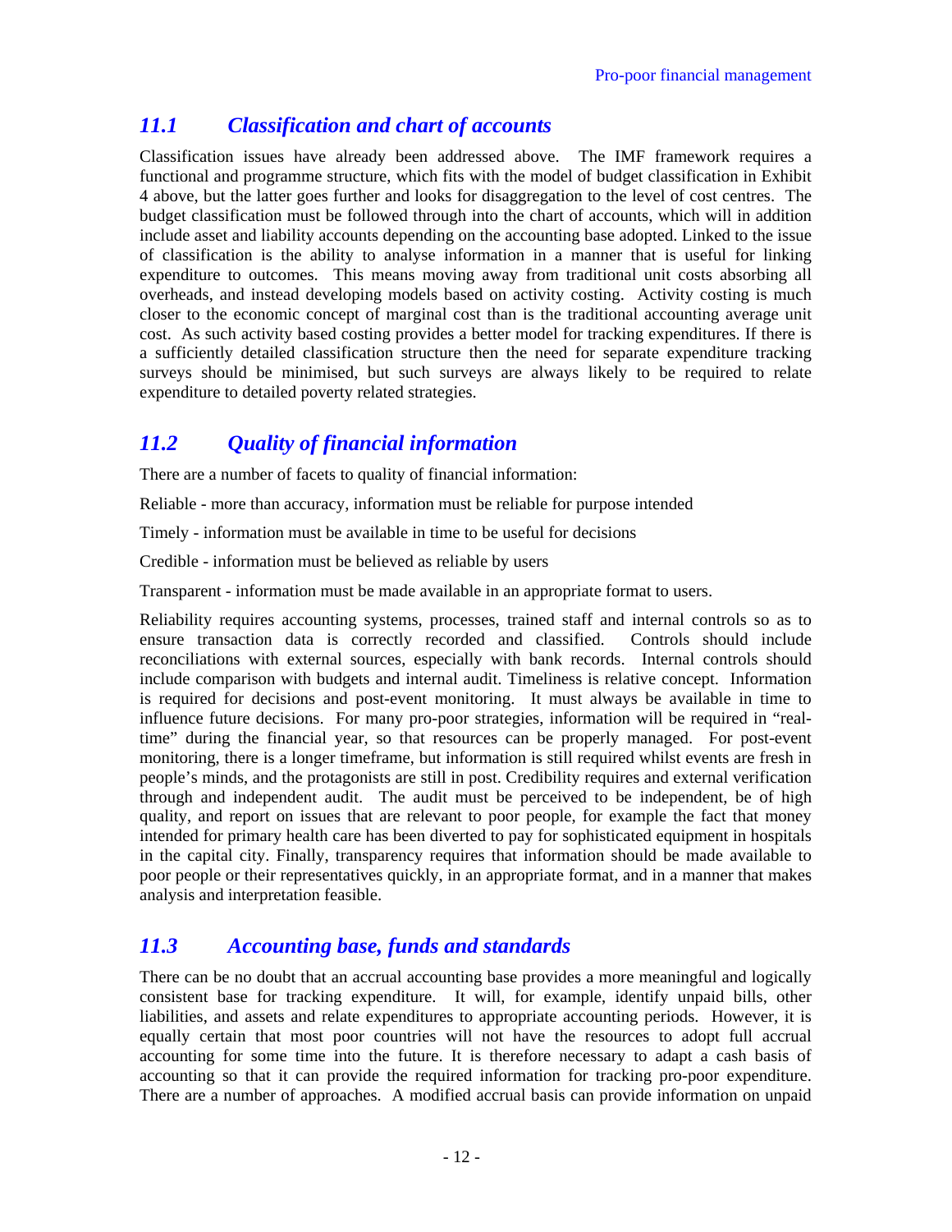## *11.1 Classification and chart of accounts*

Classification issues have already been addressed above. The IMF framework requires a functional and programme structure, which fits with the model of budget classification in Exhibit 4 above, but the latter goes further and looks for disaggregation to the level of cost centres. The budget classification must be followed through into the chart of accounts, which will in addition include asset and liability accounts depending on the accounting base adopted. Linked to the issue of classification is the ability to analyse information in a manner that is useful for linking expenditure to outcomes. This means moving away from traditional unit costs absorbing all overheads, and instead developing models based on activity costing. Activity costing is much closer to the economic concept of marginal cost than is the traditional accounting average unit cost. As such activity based costing provides a better model for tracking expenditures. If there is a sufficiently detailed classification structure then the need for separate expenditure tracking surveys should be minimised, but such surveys are always likely to be required to relate expenditure to detailed poverty related strategies.

## *11.2 Quality of financial information*

There are a number of facets to quality of financial information:

Reliable - more than accuracy, information must be reliable for purpose intended

Timely - information must be available in time to be useful for decisions

Credible - information must be believed as reliable by users

Transparent - information must be made available in an appropriate format to users.

Reliability requires accounting systems, processes, trained staff and internal controls so as to ensure transaction data is correctly recorded and classified. Controls should include reconciliations with external sources, especially with bank records. Internal controls should include comparison with budgets and internal audit. Timeliness is relative concept. Information is required for decisions and post-event monitoring. It must always be available in time to influence future decisions. For many pro-poor strategies, information will be required in "real-time" during the financial year, so that resources can be properly managed. For post-event monitoring, there is a longer timeframe, but information is still required whilst events are fresh in people's minds, and the protagonists are still in post. Credibility requires and external verification through and independent audit. The audit must be perceived to be independent, be of high quality, and report on issues that are relevant to poor people, for example the fact that money intended for primary health care has been diverted to pay for sophisticated equipment in hospitals in the capital city. Finally, transparency requires that information should be made available to poor people or their representatives quickly, in an appropriate format, and in a manner that makes analysis and interpretation feasible.

## *11.3 Accounting base, funds and standards*

There can be no doubt that an accrual accounting base provides a more meaningful and logically consistent base for tracking expenditure. It will, for example, identify unpaid bills, other liabilities, and assets and relate expenditures to appropriate accounting periods. However, it is equally certain that most poor countries will not have the resources to adopt full accrual accounting for some time into the future. It is therefore necessary to adapt a cash basis of accounting so that it can provide the required information for tracking pro-poor expenditure. There are a number of approaches. A modified accrual basis can provide information on unpaid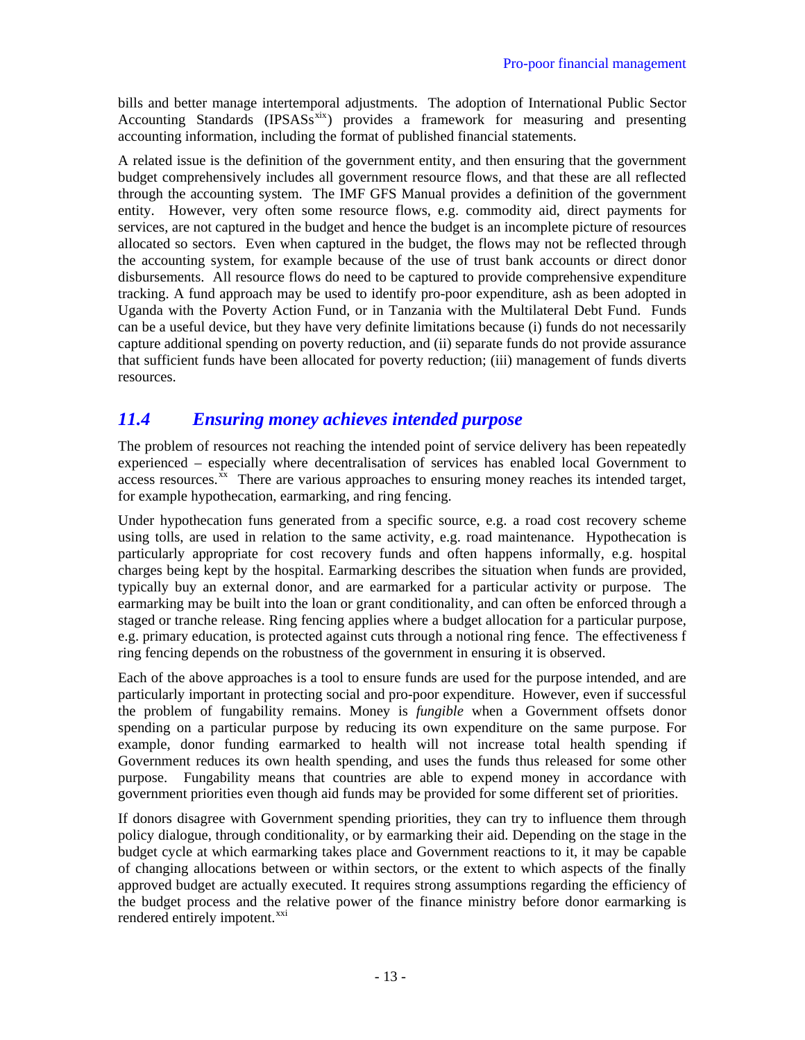bills and better manage intertemporal adjustments. The adoption of International Public Sector Accounting Standards (IPSASs[xix]) provides a framework for measuring and presenting accounting information, including the format of published financial statements.

A related issue is the definition of the government entity, and then ensuring that the government budget comprehensively includes all government resource flows, and that these are all reflected through the accounting system. The IMF GFS Manual provides a definition of the government entity. However, very often some resource flows, e.g. commodity aid, direct payments for services, are not captured in the budget and hence the budget is an incomplete picture of resources allocated so sectors. Even when captured in the budget, the flows may not be reflected through the accounting system, for example because of the use of trust bank accounts or direct donor disbursements. All resource flows do need to be captured to provide comprehensive expenditure tracking. A fund approach may be used to identify pro-poor expenditure, ash as been adopted in Uganda with the Poverty Action Fund, or in Tanzania with the Multilateral Debt Fund. Funds can be a useful device, but they have very definite limitations because (i) funds do not necessarily capture additional spending on poverty reduction, and (ii) separate funds do not provide assurance that sufficient funds have been allocated for poverty reduction; (iii) management of funds diverts resources.

## *11.4 Ensuring money achieves intended purpose*

The problem of resources not reaching the intended point of service delivery has been repeatedly experienced – especially where decentralisation of services has enabled local Government to access resources.[xx] There are various approaches to ensuring money reaches its intended target, for example hypothecation, earmarking, and ring fencing.

Under hypothecation funs generated from a specific source, e.g. a road cost recovery scheme using tolls, are used in relation to the same activity, e.g. road maintenance. Hypothecation is particularly appropriate for cost recovery funds and often happens informally, e.g. hospital charges being kept by the hospital. Earmarking describes the situation when funds are provided, typically buy an external donor, and are earmarked for a particular activity or purpose. The earmarking may be built into the loan or grant conditionality, and can often be enforced through a staged or tranche release. Ring fencing applies where a budget allocation for a particular purpose, e.g. primary education, is protected against cuts through a notional ring fence. The effectiveness f ring fencing depends on the robustness of the government in ensuring it is observed.

Each of the above approaches is a tool to ensure funds are used for the purpose intended, and are particularly important in protecting social and pro-poor expenditure. However, even if successful the problem of fungability remains. Money is *fungible* when a Government offsets donor spending on a particular purpose by reducing its own expenditure on the same purpose. For example, donor funding earmarked to health will not increase total health spending if Government reduces its own health spending, and uses the funds thus released for some other purpose. Fungability means that countries are able to expend money in accordance with government priorities even though aid funds may be provided for some different set of priorities.

If donors disagree with Government spending priorities, they can try to influence them through policy dialogue, through conditionality, or by earmarking their aid. Depending on the stage in the budget cycle at which earmarking takes place and Government reactions to it, it may be capable of changing allocations between or within sectors, or the extent to which aspects of the finally approved budget are actually executed. It requires strong assumptions regarding the efficiency of the budget process and the relative power of the finance ministry before donor earmarking is rendered entirely impotent.[xxi]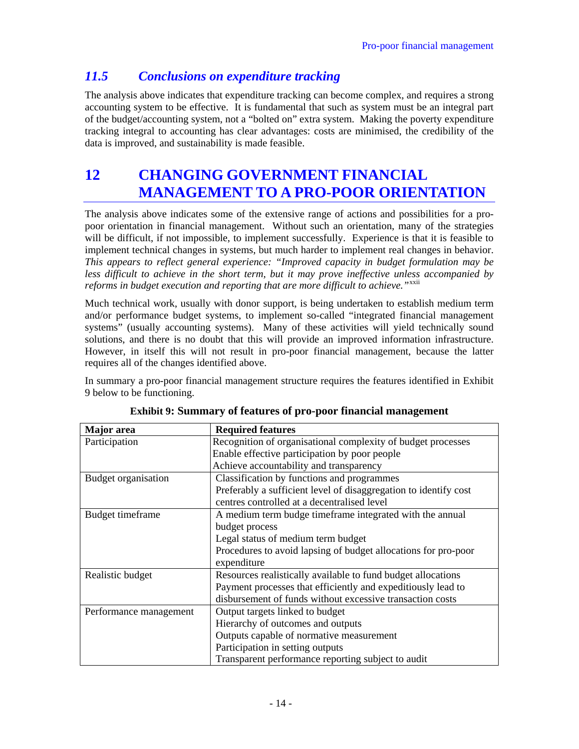## 11.5 *Conclusions on expenditure tracking*

The analysis above indicates that expenditure tracking can become complex, and requires a strong accounting system to be effective. It is fundamental that such as system must be an integral part of the budget/accounting system, not a "bolted on" extra system. Making the poverty expenditure tracking integral to accounting has clear advantages: costs are minimised, the credibility of the data is improved, and sustainability is made feasible.

# 12 CHANGING GOVERNMENT FINANCIAL MANAGEMENT TO A PRO-POOR ORIENTATION

The analysis above indicates some of the extensive range of actions and possibilities for a pro-poor orientation in financial management. Without such an orientation, many of the strategies will be difficult, if not impossible, to implement successfully. Experience is that it is feasible to implement technical changes in systems, but much harder to implement real changes in behavior. *This appears to reflect general experience: "Improved capacity in budget formulation may be less difficult to achieve in the short term, but it may prove ineffective unless accompanied by reforms in budget execution and reporting that are more difficult to achieve."*[xxii]

Much technical work, usually with donor support, is being undertaken to establish medium term and/or performance budget systems, to implement so-called "integrated financial management systems" (usually accounting systems). Many of these activities will yield technically sound solutions, and there is no doubt that this will provide an improved information infrastructure. However, in itself this will not result in pro-poor financial management, because the latter requires all of the changes identified above.

In summary a pro-poor financial management structure requires the features identified in Exhibit 9 below to be functioning.

**Exhibit 9: Summary of features of pro-poor financial management**

| Major area | Required features |
|---|---|
| Participation | Recognition of organisational complexity of budget processes<br>Enable effective participation by poor people<br>Achieve accountability and transparency |
| Budget organisation | Classification by functions and programmes<br>Preferably a sufficient level of disaggregation to identify cost centres controlled at a decentralised level |
| Budget timeframe | A medium term budge timeframe integrated with the annual budget process<br>Legal status of medium term budget<br>Procedures to avoid lapsing of budget allocations for pro-poor expenditure |
| Realistic budget | Resources realistically available to fund budget allocations<br>Payment processes that efficiently and expeditiously lead to disbursement of funds without excessive transaction costs |
| Performance management | Output targets linked to budget<br>Hierarchy of outcomes and outputs<br>Outputs capable of normative measurement<br>Participation in setting outputs<br>Transparent performance reporting subject to audit |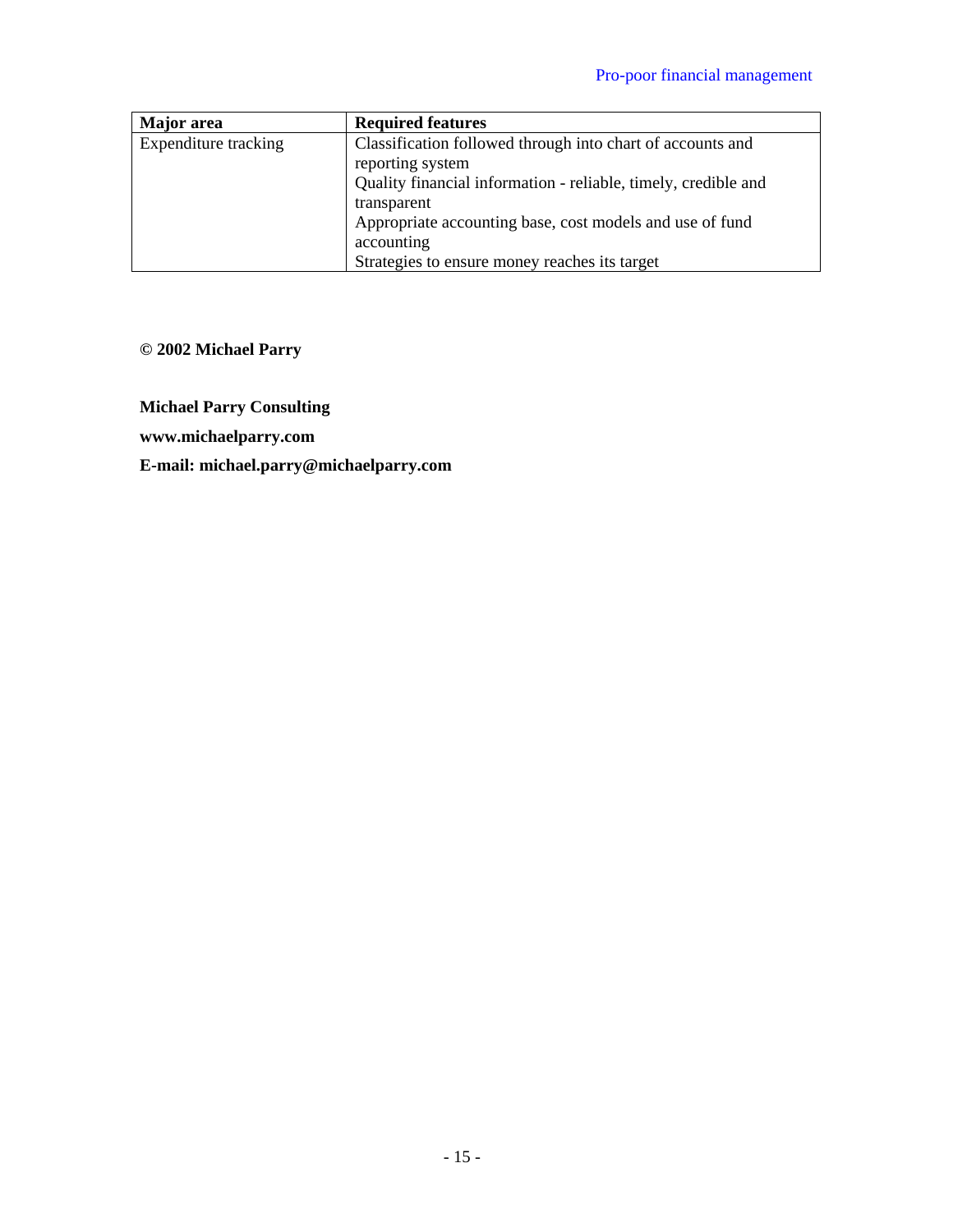| Major area | Required features |
|---|---|
| Expenditure tracking | Classification followed through into chart of accounts and reporting system<br>Quality financial information - reliable, timely, credible and transparent<br>Appropriate accounting base, cost models and use of fund accounting<br>Strategies to ensure money reaches its target |

**© 2002 Michael Parry**

**Michael Parry Consulting**

**www.michaelparry.com**

**E-mail: michael.parry@michaelparry.com**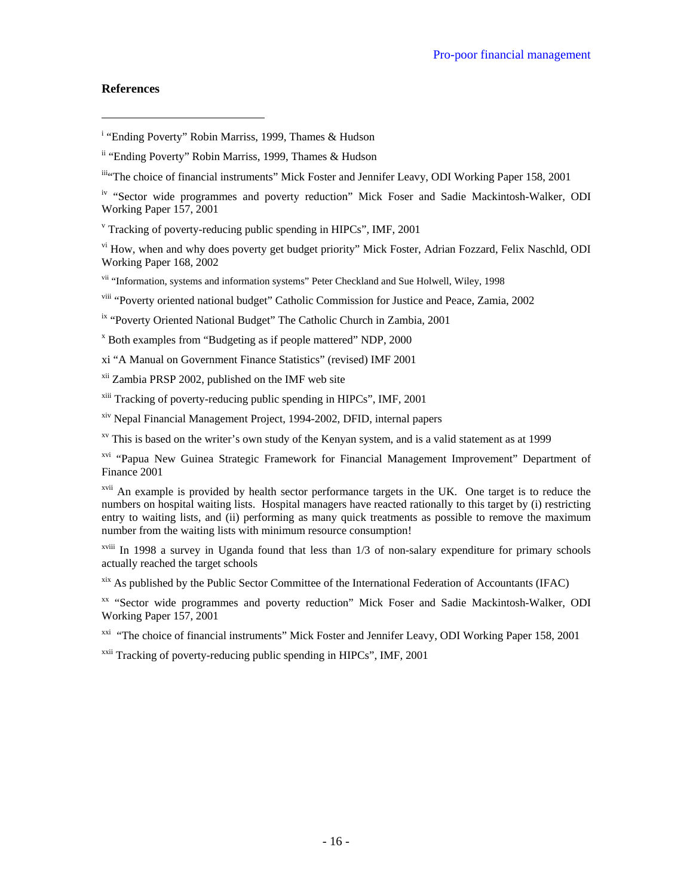**References**

---

[i] "Ending Poverty" Robin Marriss, 1999, Thames & Hudson

[ii] "Ending Poverty" Robin Marriss, 1999, Thames & Hudson

[iii]"The choice of financial instruments" Mick Foster and Jennifer Leavy, ODI Working Paper 158, 2001

[iv] "Sector wide programmes and poverty reduction" Mick Foser and Sadie Mackintosh-Walker, ODI Working Paper 157, 2001

[v] Tracking of poverty-reducing public spending in HIPCs", IMF, 2001

[vi] How, when and why does poverty get budget priority" Mick Foster, Adrian Fozzard, Felix Naschld, ODI Working Paper 168, 2002

[vii] "Information, systems and information systems" Peter Checkland and Sue Holwell, Wiley, 1998

[viii] "Poverty oriented national budget" Catholic Commission for Justice and Peace, Zamia, 2002

[ix] "Poverty Oriented National Budget" The Catholic Church in Zambia, 2001

[x] Both examples from "Budgeting as if people mattered" NDP, 2000

xi "A Manual on Government Finance Statistics" (revised) IMF 2001

[xii] Zambia PRSP 2002, published on the IMF web site

[xiii] Tracking of poverty-reducing public spending in HIPCs", IMF, 2001

[xiv] Nepal Financial Management Project, 1994-2002, DFID, internal papers

[xv] This is based on the writer's own study of the Kenyan system, and is a valid statement as at 1999

[xvi] "Papua New Guinea Strategic Framework for Financial Management Improvement" Department of Finance 2001

[xvii] An example is provided by health sector performance targets in the UK. One target is to reduce the numbers on hospital waiting lists. Hospital managers have reacted rationally to this target by (i) restricting entry to waiting lists, and (ii) performing as many quick treatments as possible to remove the maximum number from the waiting lists with minimum resource consumption!

[xviii] In 1998 a survey in Uganda found that less than 1/3 of non-salary expenditure for primary schools actually reached the target schools

[xix] As published by the Public Sector Committee of the International Federation of Accountants (IFAC)

[xx] "Sector wide programmes and poverty reduction" Mick Foser and Sadie Mackintosh-Walker, ODI Working Paper 157, 2001

[xxi] "The choice of financial instruments" Mick Foster and Jennifer Leavy, ODI Working Paper 158, 2001

[xxii] Tracking of poverty-reducing public spending in HIPCs", IMF, 2001